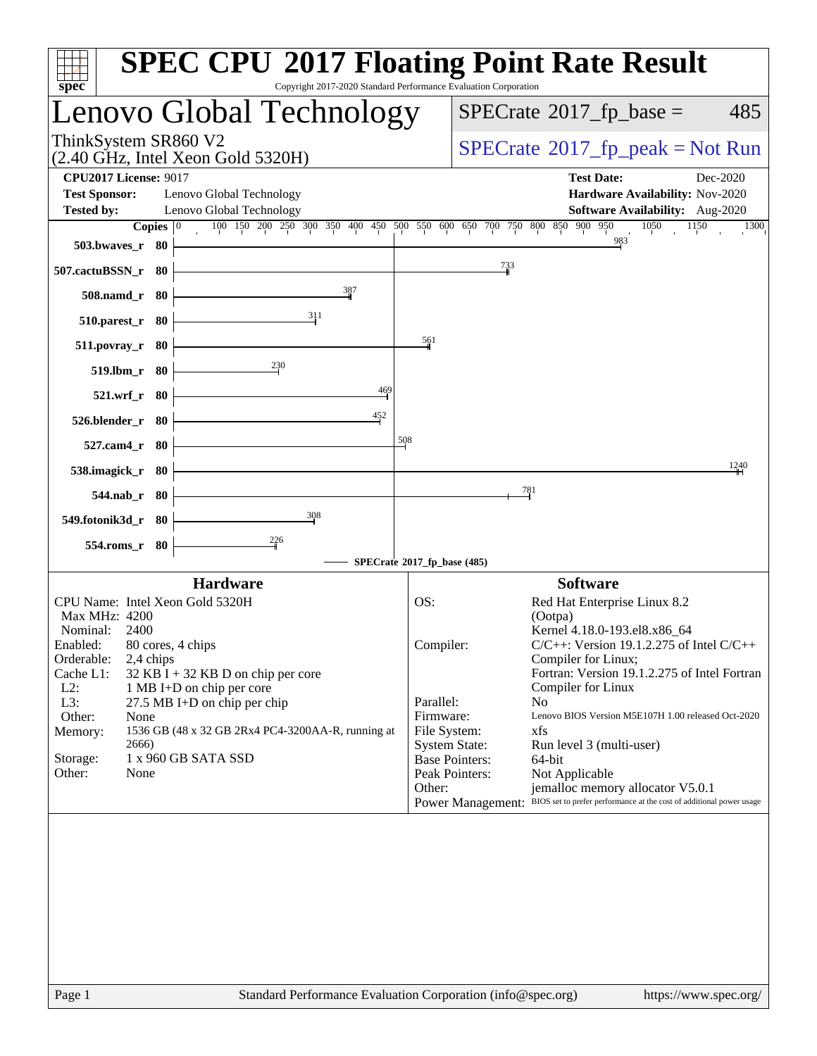# SPEC CPU 2017 Floating Point Rate Result

Copyright 2017-2020 Standard Performance Evaluation Corporation

## Lenovo Global Technology

ThinkSystem SR860 V2
(2.40 GHz, Intel Xeon Gold 5320H)

SPECrate 2017_fp_base = 485

SPECrate 2017_fp_peak = Not Run

**CPU2017 License:** 9017
**Test Sponsor:** Lenovo Global Technology
**Tested by:** Lenovo Global Technology
**Test Date:** Dec-2020
**Hardware Availability:** Nov-2020
**Software Availability:** Aug-2020

| Benchmark | Copies | SPECrate 2017_fp_base |
|---|---|---|
| 503.bwaves_r | 80 | 983 |
| 507.cactuBSSN_r | 80 | 733 |
| 508.namd_r | 80 | 387 |
| 510.parest_r | 80 | 311 |
| 511.povray_r | 80 | 561 |
| 519.lbm_r | 80 | 230 |
| 521.wrf_r | 80 | 469 |
| 526.blender_r | 80 | 452 |
| 527.cam4_r | 80 | 508 |
| 538.imagick_r | 80 | 1240 |
| 544.nab_r | 80 | 781 |
| 549.fotonik3d_r | 80 | 308 |
| 554.roms_r | 80 | 226 |

SPECrate 2017_fp_base (485)

### Hardware

| | |
|---|---|
| CPU Name: | Intel Xeon Gold 5320H |
| Max MHz: | 4200 |
| Nominal: | 2400 |
| Enabled: | 80 cores, 4 chips |
| Orderable: | 2,4 chips |
| Cache L1: | 32 KB I + 32 KB D on chip per core |
| L2: | 1 MB I+D on chip per core |
| L3: | 27.5 MB I+D on chip per chip |
| Other: | None |
| Memory: | 1536 GB (48 x 32 GB 2Rx4 PC4-3200AA-R, running at 2666) |
| Storage: | 1 x 960 GB SATA SSD |
| Other: | None |

### Software

| | |
|---|---|
| OS: | Red Hat Enterprise Linux 8.2 (Ootpa) Kernel 4.18.0-193.el8.x86_64 |
| Compiler: | C/C++: Version 19.1.2.275 of Intel C/C++ Compiler for Linux; Fortran: Version 19.1.2.275 of Intel Fortran Compiler for Linux |
| Parallel: | No |
| Firmware: | Lenovo BIOS Version M5E107H 1.00 released Oct-2020 |
| File System: | xfs |
| System State: | Run level 3 (multi-user) |
| Base Pointers: | 64-bit |
| Peak Pointers: | Not Applicable |
| Other: | jemalloc memory allocator V5.0.1 |
| Power Management: | BIOS set to prefer performance at the cost of additional power usage |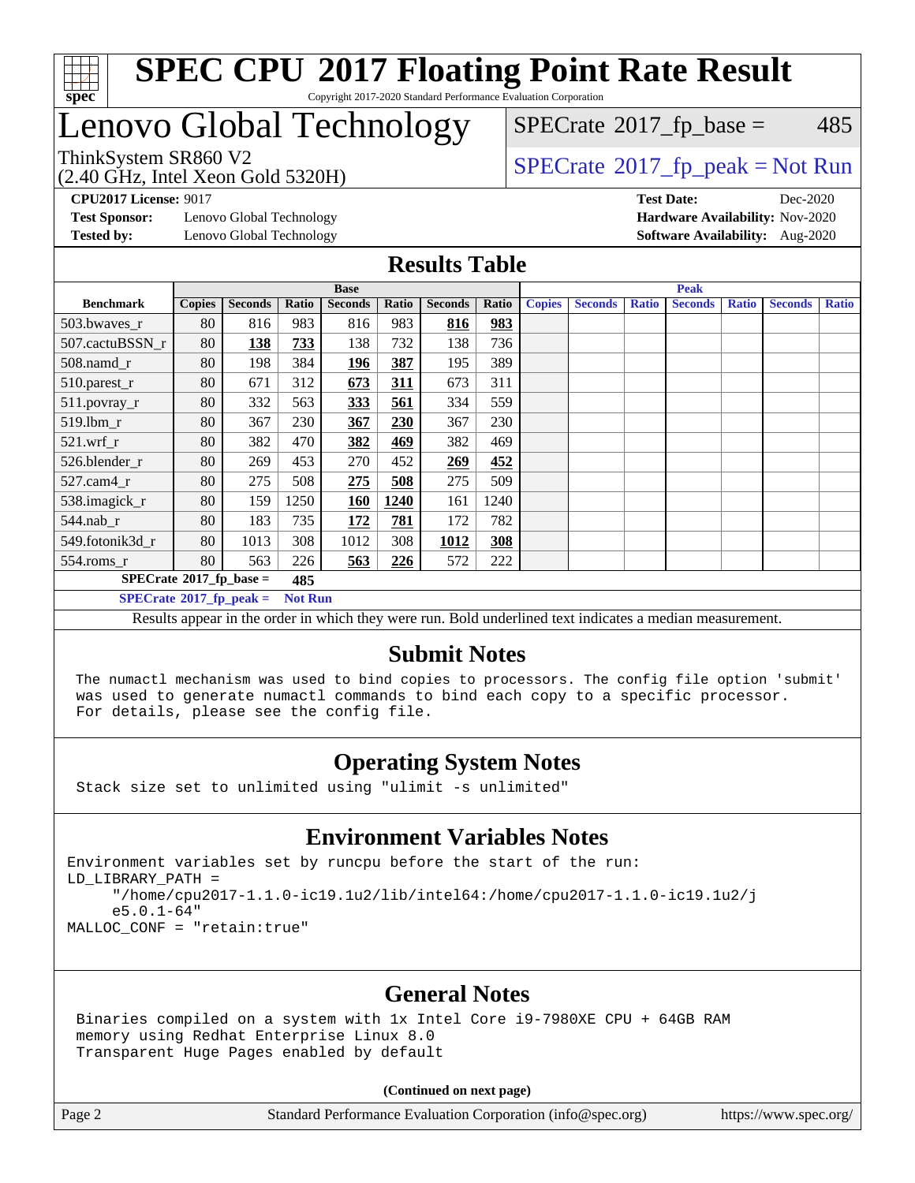# SPEC CPU 2017 Floating Point Rate Result

Copyright 2017-2020 Standard Performance Evaluation Corporation

# Lenovo Global Technology

ThinkSystem SR860 V2
(2.40 GHz, Intel Xeon Gold 5320H)

SPECrate 2017_fp_base = 485

SPECrate 2017_fp_peak = Not Run

**CPU2017 License:** 9017
**Test Sponsor:** Lenovo Global Technology
**Tested by:** Lenovo Global Technology

**Test Date:** Dec-2020
**Hardware Availability:** Nov-2020
**Software Availability:** Aug-2020

## Results Table

| Benchmark | Base | | | | | | | Peak | | | | | | |
|---|---|---|---|---|---|---|---|---|---|---|---|---|---|---|
| | Copies | Seconds | Ratio | Seconds | Ratio | Seconds | Ratio | Copies | Seconds | Ratio | Seconds | Ratio | Seconds | Ratio |
| 503.bwaves_r | 80 | 816 | 983 | 816 | 983 | **816** | **983** | | | | | | | |
| 507.cactuBSSN_r | 80 | **138** | **733** | 138 | 732 | 138 | 736 | | | | | | | |
| 508.namd_r | 80 | 198 | 384 | **196** | **387** | 195 | 389 | | | | | | | |
| 510.parest_r | 80 | 671 | 312 | **673** | **311** | 673 | 311 | | | | | | | |
| 511.povray_r | 80 | 332 | 563 | **333** | **561** | 334 | 559 | | | | | | | |
| 519.lbm_r | 80 | 367 | 230 | **367** | **230** | 367 | 230 | | | | | | | |
| 521.wrf_r | 80 | 382 | 470 | **382** | **469** | 382 | 469 | | | | | | | |
| 526.blender_r | 80 | 269 | 453 | 270 | 452 | **269** | **452** | | | | | | | |
| 527.cam4_r | 80 | 275 | 508 | **275** | **508** | 275 | 509 | | | | | | | |
| 538.imagick_r | 80 | 159 | 1250 | **160** | **1240** | 161 | 1240 | | | | | | | |
| 544.nab_r | 80 | 183 | 735 | **172** | **781** | 172 | 782 | | | | | | | |
| 549.fotonik3d_r | 80 | 1013 | 308 | 1012 | 308 | **1012** | **308** | | | | | | | |
| 554.roms_r | 80 | 563 | 226 | **563** | **226** | 572 | 222 | | | | | | | |

**SPECrate 2017_fp_base = 485**

**SPECrate 2017_fp_peak = Not Run**

Results appear in the order in which they were run. Bold underlined text indicates a median measurement.

## Submit Notes

```
The numactl mechanism was used to bind copies to processors. The config file option 'submit'
was used to generate numactl commands to bind each copy to a specific processor.
For details, please see the config file.
```

## Operating System Notes

```
Stack size set to unlimited using "ulimit -s unlimited"
```

## Environment Variables Notes

```
Environment variables set by runcpu before the start of the run:
LD_LIBRARY_PATH =
     "/home/cpu2017-1.1.0-ic19.1u2/lib/intel64:/home/cpu2017-1.1.0-ic19.1u2/j
     e5.0.1-64"
MALLOC_CONF = "retain:true"
```

## General Notes

```
Binaries compiled on a system with 1x Intel Core i9-7980XE CPU + 64GB RAM
memory using Redhat Enterprise Linux 8.0
Transparent Huge Pages enabled by default
```

**(Continued on next page)**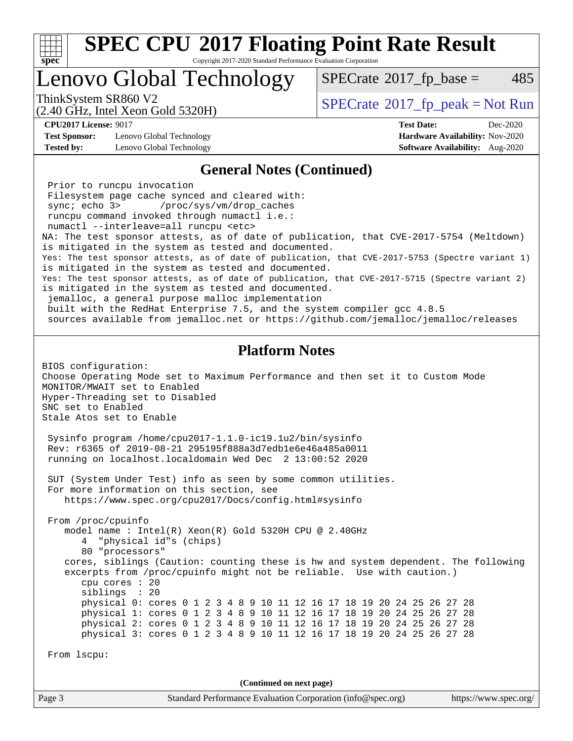# SPEC CPU 2017 Floating Point Rate Result

Copyright 2017-2020 Standard Performance Evaluation Corporation

## Lenovo Global Technology

ThinkSystem SR860 V2
(2.40 GHz, Intel Xeon Gold 5320H)

SPECrate 2017_fp_base = 485

SPECrate 2017_fp_peak = Not Run

**CPU2017 License:** 9017
**Test Sponsor:** Lenovo Global Technology
**Tested by:** Lenovo Global Technology

**Test Date:** Dec-2020
**Hardware Availability:** Nov-2020
**Software Availability:** Aug-2020

### General Notes (Continued)

```
 Prior to runcpu invocation
 Filesystem page cache synced and cleared with:
 sync; echo 3>       /proc/sys/vm/drop_caches
 runcpu command invoked through numactl i.e.:
 numactl --interleave=all runcpu <etc>
NA: The test sponsor attests, as of date of publication, that CVE-2017-5754 (Meltdown)
is mitigated in the system as tested and documented.
Yes: The test sponsor attests, as of date of publication, that CVE-2017-5753 (Spectre variant 1)
is mitigated in the system as tested and documented.
Yes: The test sponsor attests, as of date of publication, that CVE-2017-5715 (Spectre variant 2)
is mitigated in the system as tested and documented.
 jemalloc, a general purpose malloc implementation
 built with the RedHat Enterprise 7.5, and the system compiler gcc 4.8.5
 sources available from jemalloc.net or https://github.com/jemalloc/jemalloc/releases
```

### Platform Notes

```
BIOS configuration:
Choose Operating Mode set to Maximum Performance and then set it to Custom Mode
MONITOR/MWAIT set to Enabled
Hyper-Threading set to Disabled
SNC set to Enabled
Stale Atos set to Enable

 Sysinfo program /home/cpu2017-1.1.0-ic19.1u2/bin/sysinfo
 Rev: r6365 of 2019-08-21 295195f888a3d7edb1e6e46a485a0011
 running on localhost.localdomain Wed Dec  2 13:00:52 2020

 SUT (System Under Test) info as seen by some common utilities.
 For more information on this section, see
    https://www.spec.org/cpu2017/Docs/config.html#sysinfo

 From /proc/cpuinfo
    model name : Intel(R) Xeon(R) Gold 5320H CPU @ 2.40GHz
       4  "physical id"s (chips)
       80 "processors"
    cores, siblings (Caution: counting these is hw and system dependent. The following
    excerpts from /proc/cpuinfo might not be reliable.  Use with caution.)
       cpu cores : 20
       siblings  : 20
       physical 0: cores 0 1 2 3 4 8 9 10 11 12 16 17 18 19 20 24 25 26 27 28
       physical 1: cores 0 1 2 3 4 8 9 10 11 12 16 17 18 19 20 24 25 26 27 28
       physical 2: cores 0 1 2 3 4 8 9 10 11 12 16 17 18 19 20 24 25 26 27 28
       physical 3: cores 0 1 2 3 4 8 9 10 11 12 16 17 18 19 20 24 25 26 27 28

 From lscpu:
```

(Continued on next page)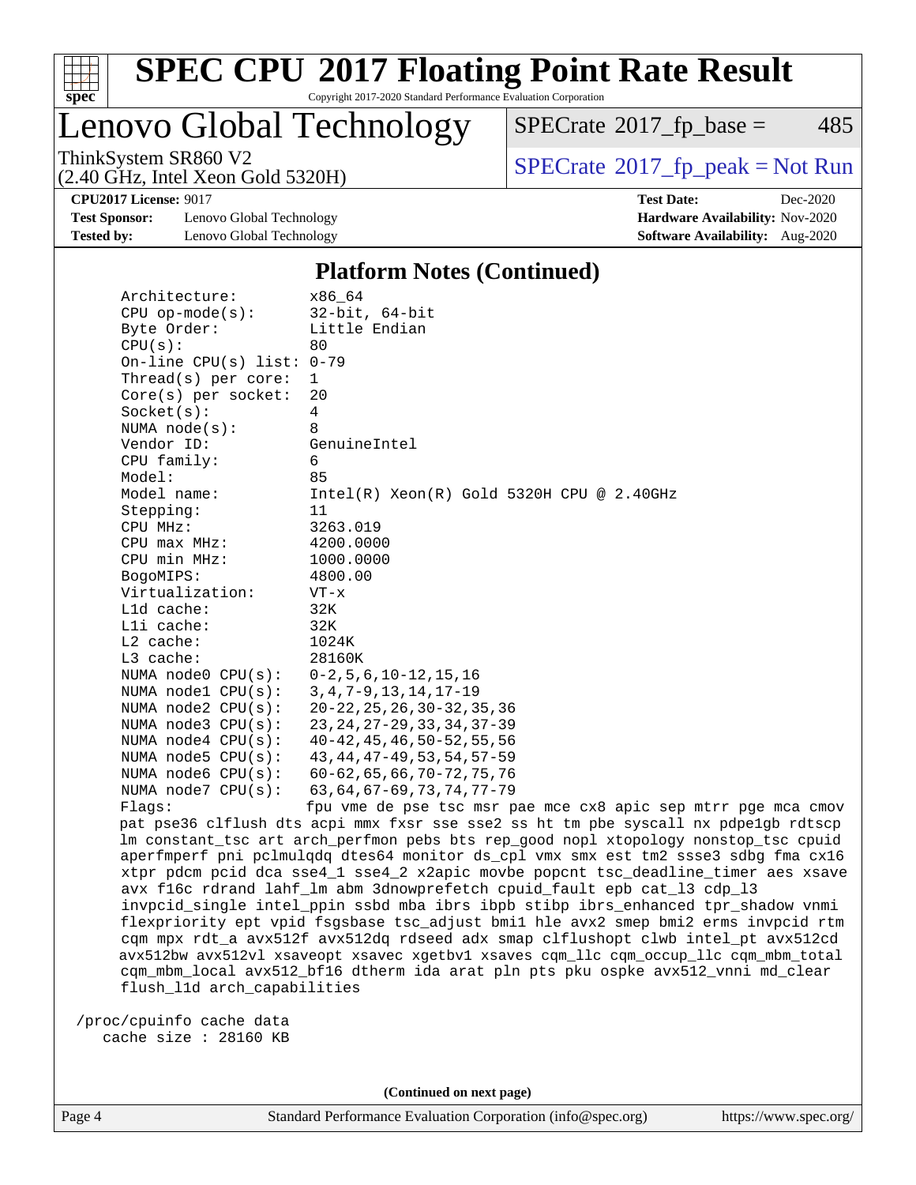# SPEC CPU 2017 Floating Point Rate Result

Copyright 2017-2020 Standard Performance Evaluation Corporation

## Lenovo Global Technology

ThinkSystem SR860 V2
(2.40 GHz, Intel Xeon Gold 5320H)

SPECrate 2017_fp_base = 485

SPECrate 2017_fp_peak = Not Run

**CPU2017 License:** 9017
**Test Sponsor:** Lenovo Global Technology
**Tested by:** Lenovo Global Technology
**Test Date:** Dec-2020
**Hardware Availability:** Nov-2020
**Software Availability:** Aug-2020

### Platform Notes (Continued)

```
      Architecture:          x86_64
      CPU op-mode(s):        32-bit, 64-bit
      Byte Order:            Little Endian
      CPU(s):                80
      On-line CPU(s) list: 0-79
      Thread(s) per core:  1
      Core(s) per socket:  20
      Socket(s):             4
      NUMA node(s):          8
      Vendor ID:             GenuineIntel
      CPU family:            6
      Model:                 85
      Model name:            Intel(R) Xeon(R) Gold 5320H CPU @ 2.40GHz
      Stepping:              11
      CPU MHz:               3263.019
      CPU max MHz:           4200.0000
      CPU min MHz:           1000.0000
      BogoMIPS:              4800.00
      Virtualization:        VT-x
      L1d cache:             32K
      L1i cache:             32K
      L2 cache:              1024K
      L3 cache:              28160K
      NUMA node0 CPU(s):     0-2,5,6,10-12,15,16
      NUMA node1 CPU(s):     3,4,7-9,13,14,17-19
      NUMA node2 CPU(s):     20-22,25,26,30-32,35,36
      NUMA node3 CPU(s):     23,24,27-29,33,34,37-39
      NUMA node4 CPU(s):     40-42,45,46,50-52,55,56
      NUMA node5 CPU(s):     43,44,47-49,53,54,57-59
      NUMA node6 CPU(s):     60-62,65,66,70-72,75,76
      NUMA node7 CPU(s):     63,64,67-69,73,74,77-79
      Flags:                 fpu vme de pse tsc msr pae mce cx8 apic sep mtrr pge mca cmov
      pat pse36 clflush dts acpi mmx fxsr sse sse2 ss ht tm pbe syscall nx pdpe1gb rdtscp
      lm constant_tsc art arch_perfmon pebs bts rep_good nopl xtopology nonstop_tsc cpuid
      aperfmperf pni pclmulqdq dtes64 monitor ds_cpl vmx smx est tm2 ssse3 sdbg fma cx16
      xtpr pdcm pcid dca sse4_1 sse4_2 x2apic movbe popcnt tsc_deadline_timer aes xsave
      avx f16c rdrand lahf_lm abm 3dnowprefetch cpuid_fault epb cat_l3 cdp_l3
      invpcid_single intel_ppin ssbd mba ibrs ibpb stibp ibrs_enhanced tpr_shadow vnmi
      flexpriority ept vpid fsgsbase tsc_adjust bmi1 hle avx2 smep bmi2 erms invpcid rtm
      cqm mpx rdt_a avx512f avx512dq rdseed adx smap clflushopt clwb intel_pt avx512cd
      avx512bw avx512vl xsaveopt xsavec xgetbv1 xsaves cqm_llc cqm_occup_llc cqm_mbm_total
      cqm_mbm_local avx512_bf16 dtherm ida arat pln pts pku ospke avx512_vnni md_clear
      flush_l1d arch_capabilities

   /proc/cpuinfo cache data
      cache size : 28160 KB
```

(Continued on next page)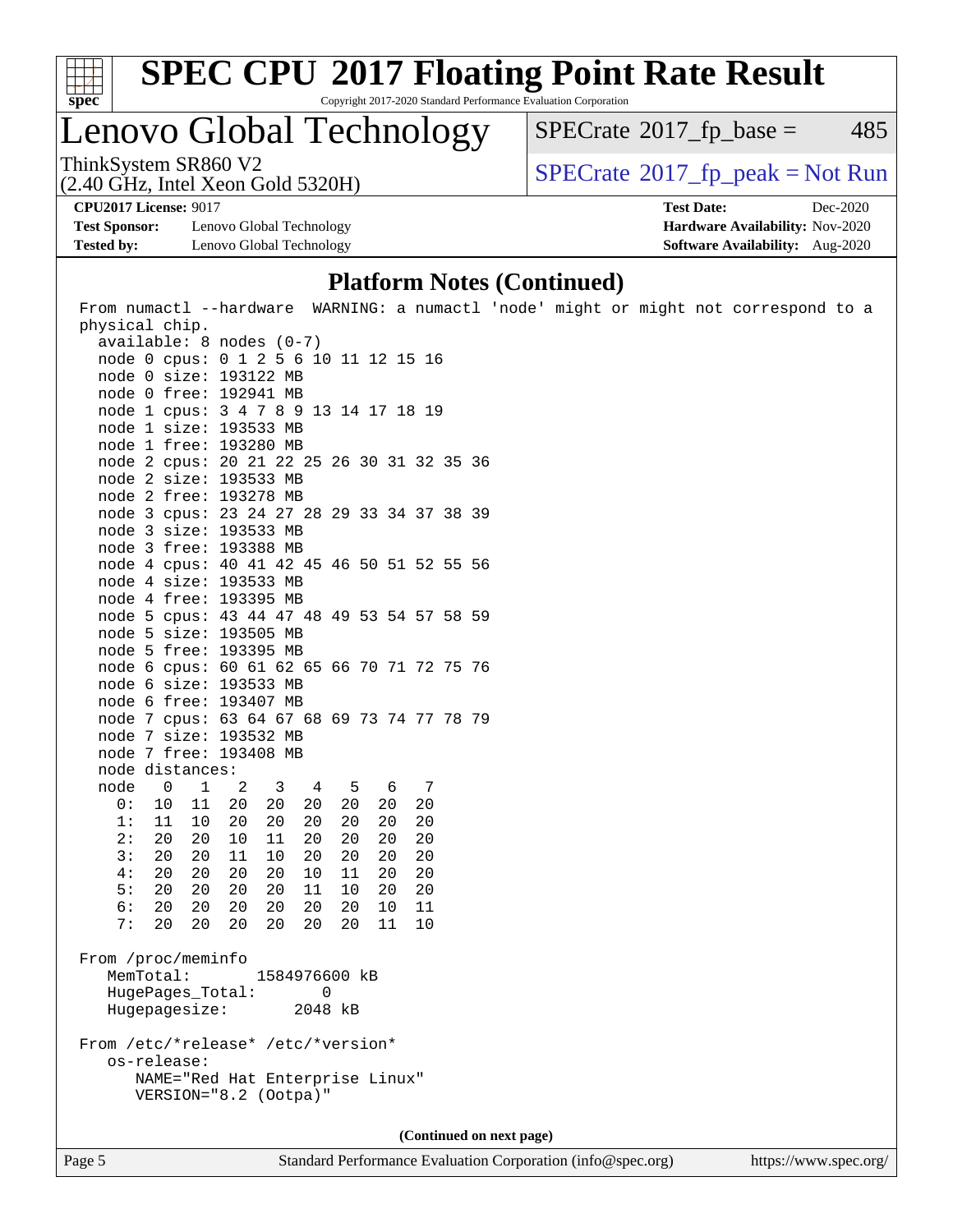# SPEC CPU 2017 Floating Point Rate Result

Copyright 2017-2020 Standard Performance Evaluation Corporation

## Lenovo Global Technology

ThinkSystem SR860 V2
(2.40 GHz, Intel Xeon Gold 5320H)

SPECrate 2017_fp_base = 485

SPECrate 2017_fp_peak = Not Run

**CPU2017 License:** 9017
**Test Sponsor:** Lenovo Global Technology
**Tested by:** Lenovo Global Technology

**Test Date:** Dec-2020
**Hardware Availability:** Nov-2020
**Software Availability:** Aug-2020

### Platform Notes (Continued)

```
From numactl --hardware  WARNING: a numactl 'node' might or might not correspond to a
physical chip.
  available: 8 nodes (0-7)
  node 0 cpus: 0 1 2 5 6 10 11 12 15 16
  node 0 size: 193122 MB
  node 0 free: 192941 MB
  node 1 cpus: 3 4 7 8 9 13 14 17 18 19
  node 1 size: 193533 MB
  node 1 free: 193280 MB
  node 2 cpus: 20 21 22 25 26 30 31 32 35 36
  node 2 size: 193533 MB
  node 2 free: 193278 MB
  node 3 cpus: 23 24 27 28 29 33 34 37 38 39
  node 3 size: 193533 MB
  node 3 free: 193388 MB
  node 4 cpus: 40 41 42 45 46 50 51 52 55 56
  node 4 size: 193533 MB
  node 4 free: 193395 MB
  node 5 cpus: 43 44 47 48 49 53 54 57 58 59
  node 5 size: 193505 MB
  node 5 free: 193395 MB
  node 6 cpus: 60 61 62 65 66 70 71 72 75 76
  node 6 size: 193533 MB
  node 6 free: 193407 MB
  node 7 cpus: 63 64 67 68 69 73 74 77 78 79
  node 7 size: 193532 MB
  node 7 free: 193408 MB
  node distances:
  node   0   1   2   3   4   5   6   7
    0:  10  11  20  20  20  20  20  20
    1:  11  10  20  20  20  20  20  20
    2:  20  20  10  11  20  20  20  20
    3:  20  20  11  10  20  20  20  20
    4:  20  20  20  20  10  11  20  20
    5:  20  20  20  20  11  10  20  20
    6:  20  20  20  20  20  20  10  11
    7:  20  20  20  20  20  20  11  10

From /proc/meminfo
   MemTotal:       1584976600 kB
   HugePages_Total:       0
   Hugepagesize:       2048 kB

From /etc/*release* /etc/*version*
   os-release:
      NAME="Red Hat Enterprise Linux"
      VERSION="8.2 (Ootpa)"
```

(Continued on next page)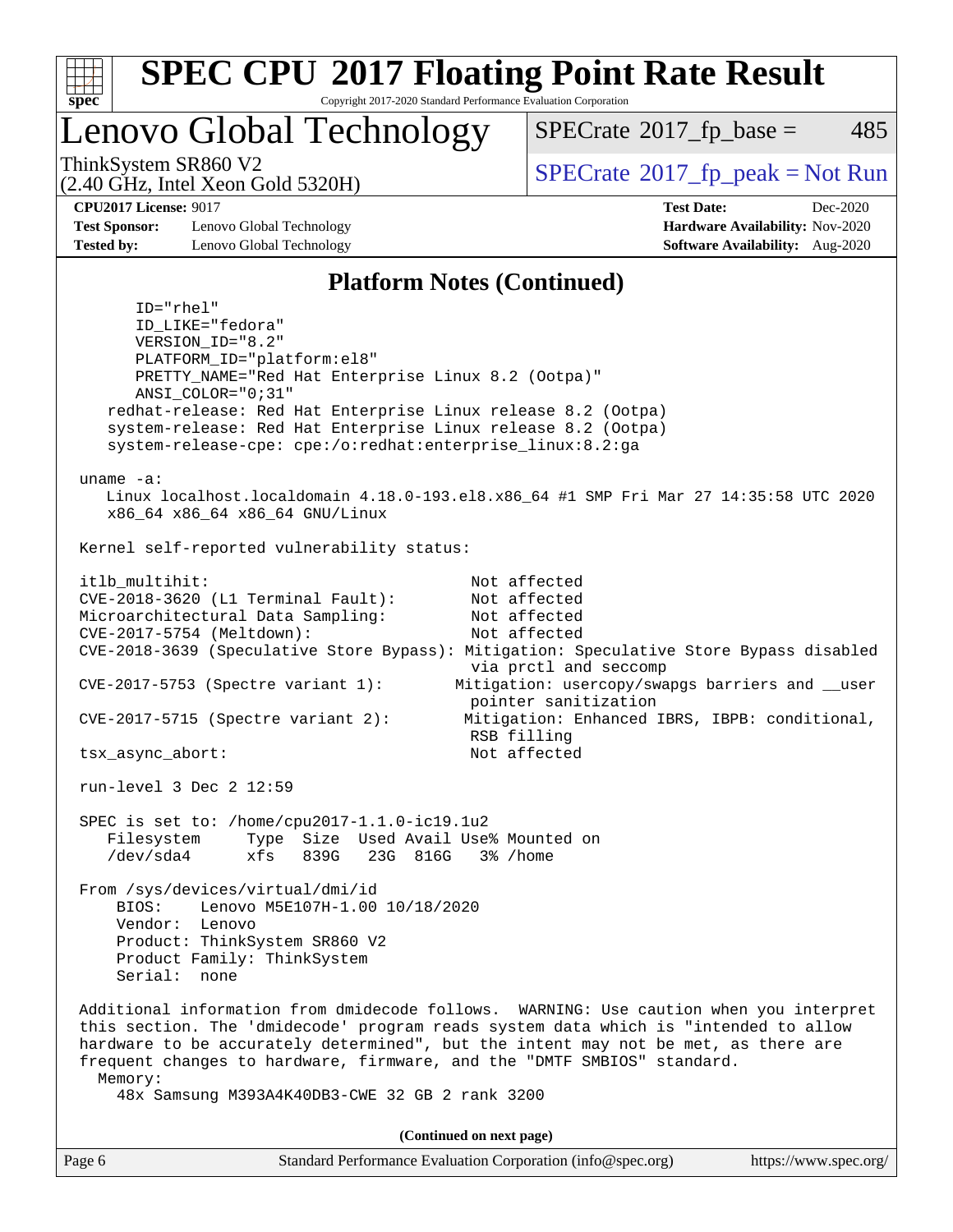## Platform Notes (Continued)

```
      ID="rhel"
      ID_LIKE="fedora"
      VERSION_ID="8.2"
      PLATFORM_ID="platform:el8"
      PRETTY_NAME="Red Hat Enterprise Linux 8.2 (Ootpa)"
      ANSI_COLOR="0;31"
    redhat-release: Red Hat Enterprise Linux release 8.2 (Ootpa)
    system-release: Red Hat Enterprise Linux release 8.2 (Ootpa)
    system-release-cpe: cpe:/o:redhat:enterprise_linux:8.2:ga

 uname -a:
    Linux localhost.localdomain 4.18.0-193.el8.x86_64 #1 SMP Fri Mar 27 14:35:58 UTC 2020
    x86_64 x86_64 x86_64 GNU/Linux

 Kernel self-reported vulnerability status:

 itlb_multihit:                             Not affected
 CVE-2018-3620 (L1 Terminal Fault):         Not affected
 Microarchitectural Data Sampling:          Not affected
 CVE-2017-5754 (Meltdown):                  Not affected
 CVE-2018-3639 (Speculative Store Bypass): Mitigation: Speculative Store Bypass disabled
                                            via prctl and seccomp
 CVE-2017-5753 (Spectre variant 1):        Mitigation: usercopy/swapgs barriers and __user
                                            pointer sanitization
 CVE-2017-5715 (Spectre variant 2):        Mitigation: Enhanced IBRS, IBPB: conditional,
                                            RSB filling
 tsx_async_abort:                           Not affected

 run-level 3 Dec 2 12:59

 SPEC is set to: /home/cpu2017-1.1.0-ic19.1u2
    Filesystem     Type  Size  Used Avail Use% Mounted on
    /dev/sda4      xfs   839G   23G  816G   3% /home

 From /sys/devices/virtual/dmi/id
     BIOS:    Lenovo M5E107H-1.00 10/18/2020
     Vendor:  Lenovo
     Product: ThinkSystem SR860 V2
     Product Family: ThinkSystem
     Serial:  none

 Additional information from dmidecode follows.  WARNING: Use caution when you interpret
 this section. The 'dmidecode' program reads system data which is "intended to allow
 hardware to be accurately determined", but the intent may not be met, as there are
 frequent changes to hardware, firmware, and the "DMTF SMBIOS" standard.
   Memory:
     48x Samsung M393A4K40DB3-CWE 32 GB 2 rank 3200
```

(Continued on next page)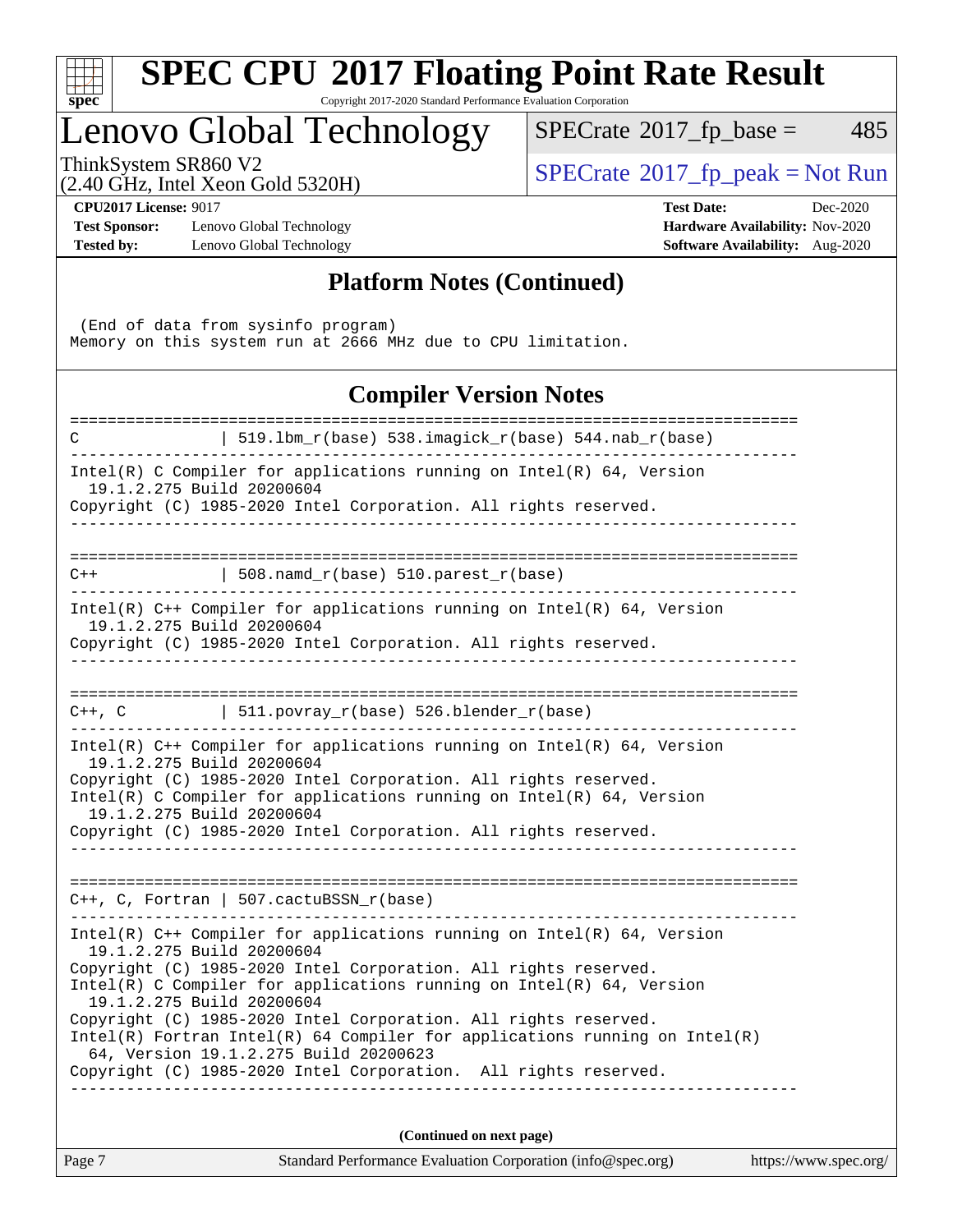## Platform Notes (Continued)

```
 (End of data from sysinfo program)
Memory on this system run at 2666 MHz due to CPU limitation.
```

## Compiler Version Notes

```
==============================================================================
C               | 519.lbm_r(base) 538.imagick_r(base) 544.nab_r(base)
------------------------------------------------------------------------------
Intel(R) C Compiler for applications running on Intel(R) 64, Version
  19.1.2.275 Build 20200604
Copyright (C) 1985-2020 Intel Corporation. All rights reserved.
------------------------------------------------------------------------------

==============================================================================
C++             | 508.namd_r(base) 510.parest_r(base)
------------------------------------------------------------------------------
Intel(R) C++ Compiler for applications running on Intel(R) 64, Version
  19.1.2.275 Build 20200604
Copyright (C) 1985-2020 Intel Corporation. All rights reserved.
------------------------------------------------------------------------------

==============================================================================
C++, C          | 511.povray_r(base) 526.blender_r(base)
------------------------------------------------------------------------------
Intel(R) C++ Compiler for applications running on Intel(R) 64, Version
  19.1.2.275 Build 20200604
Copyright (C) 1985-2020 Intel Corporation. All rights reserved.
Intel(R) C Compiler for applications running on Intel(R) 64, Version
  19.1.2.275 Build 20200604
Copyright (C) 1985-2020 Intel Corporation. All rights reserved.
------------------------------------------------------------------------------

==============================================================================
C++, C, Fortran | 507.cactuBSSN_r(base)
------------------------------------------------------------------------------
Intel(R) C++ Compiler for applications running on Intel(R) 64, Version
  19.1.2.275 Build 20200604
Copyright (C) 1985-2020 Intel Corporation. All rights reserved.
Intel(R) C Compiler for applications running on Intel(R) 64, Version
  19.1.2.275 Build 20200604
Copyright (C) 1985-2020 Intel Corporation. All rights reserved.
Intel(R) Fortran Intel(R) 64 Compiler for applications running on Intel(R)
  64, Version 19.1.2.275 Build 20200623
Copyright (C) 1985-2020 Intel Corporation.  All rights reserved.
------------------------------------------------------------------------------
```

**(Continued on next page)**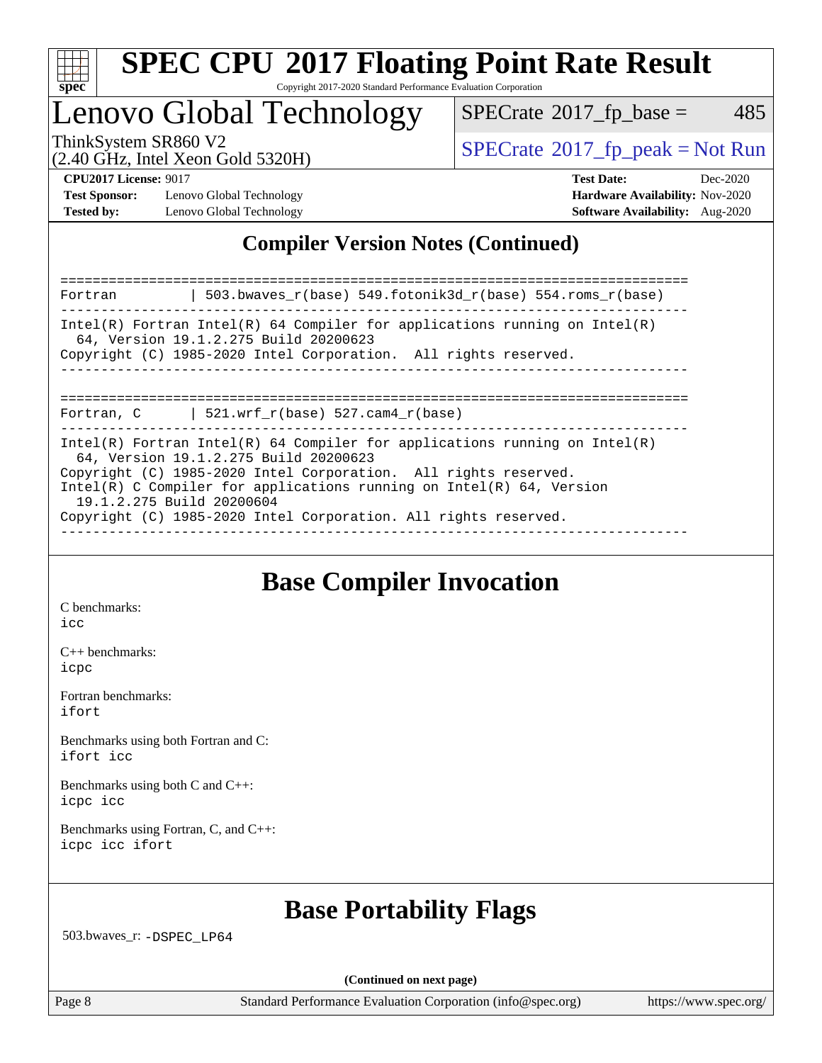## Compiler Version Notes (Continued)

```
==============================================================================
Fortran         | 503.bwaves_r(base) 549.fotonik3d_r(base) 554.roms_r(base)
------------------------------------------------------------------------------
Intel(R) Fortran Intel(R) 64 Compiler for applications running on Intel(R)
  64, Version 19.1.2.275 Build 20200623
Copyright (C) 1985-2020 Intel Corporation.  All rights reserved.
------------------------------------------------------------------------------

==============================================================================
Fortran, C      | 521.wrf_r(base) 527.cam4_r(base)
------------------------------------------------------------------------------
Intel(R) Fortran Intel(R) 64 Compiler for applications running on Intel(R)
  64, Version 19.1.2.275 Build 20200623
Copyright (C) 1985-2020 Intel Corporation.  All rights reserved.
Intel(R) C Compiler for applications running on Intel(R) 64, Version
  19.1.2.275 Build 20200604
Copyright (C) 1985-2020 Intel Corporation. All rights reserved.
------------------------------------------------------------------------------
```

## Base Compiler Invocation

C benchmarks:
`icc`

C++ benchmarks:
`icpc`

Fortran benchmarks:
`ifort`

Benchmarks using both Fortran and C:
`ifort icc`

Benchmarks using both C and C++:
`icpc icc`

Benchmarks using Fortran, C, and C++:
`icpc icc ifort`

## Base Portability Flags

503.bwaves_r: `-DSPEC_LP64`

(Continued on next page)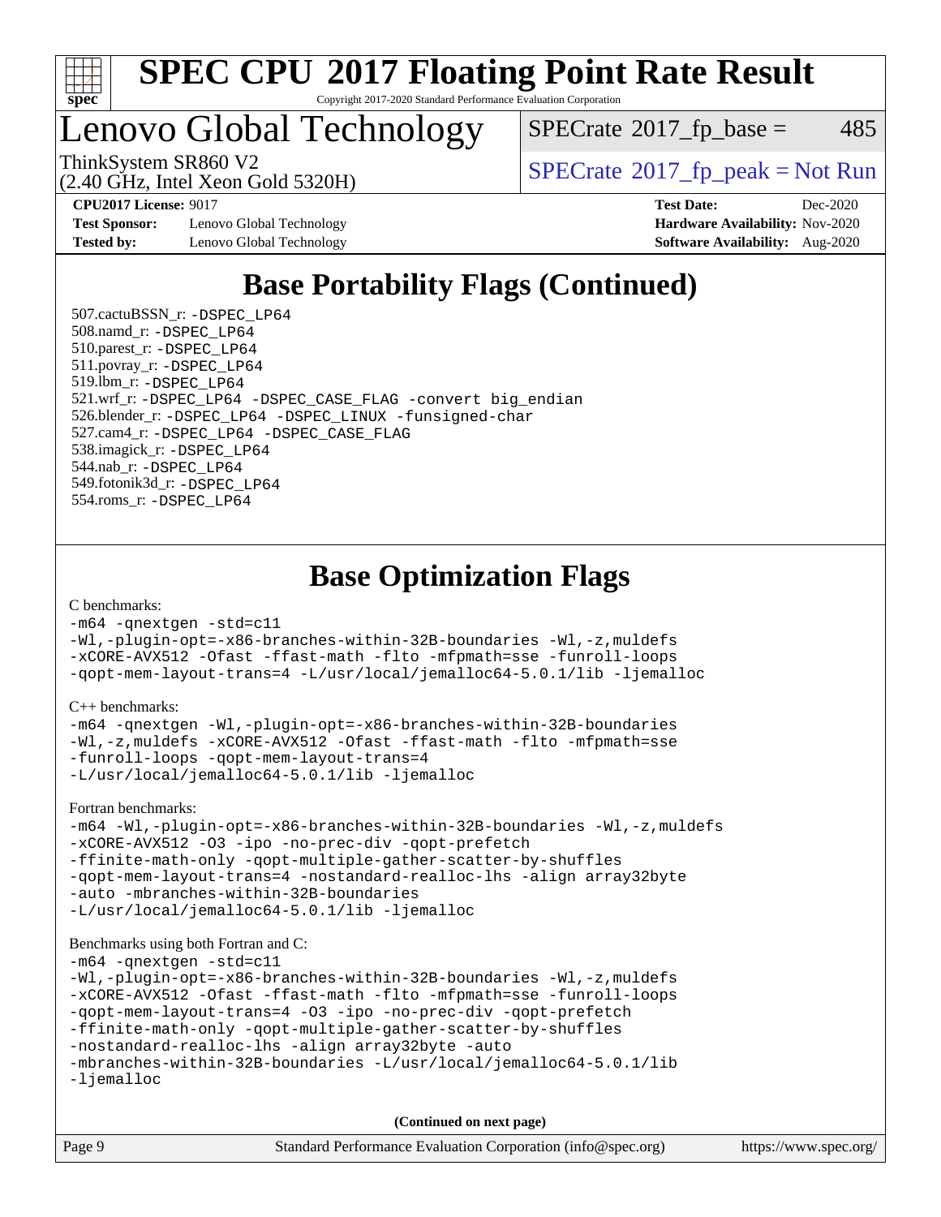# SPEC CPU 2017 Floating Point Rate Result

Copyright 2017-2020 Standard Performance Evaluation Corporation

## Lenovo Global Technology

ThinkSystem SR860 V2
(2.40 GHz, Intel Xeon Gold 5320H)

SPECrate 2017_fp_base = 485

SPECrate 2017_fp_peak = Not Run

**CPU2017 License:** 9017
**Test Sponsor:** Lenovo Global Technology
**Tested by:** Lenovo Global Technology

**Test Date:** Dec-2020
**Hardware Availability:** Nov-2020
**Software Availability:** Aug-2020

## Base Portability Flags (Continued)

507.cactuBSSN_r: -DSPEC_LP64
508.namd_r: -DSPEC_LP64
510.parest_r: -DSPEC_LP64
511.povray_r: -DSPEC_LP64
519.lbm_r: -DSPEC_LP64
521.wrf_r: -DSPEC_LP64 -DSPEC_CASE_FLAG -convert big_endian
526.blender_r: -DSPEC_LP64 -DSPEC_LINUX -funsigned-char
527.cam4_r: -DSPEC_LP64 -DSPEC_CASE_FLAG
538.imagick_r: -DSPEC_LP64
544.nab_r: -DSPEC_LP64
549.fotonik3d_r: -DSPEC_LP64
554.roms_r: -DSPEC_LP64

## Base Optimization Flags

C benchmarks:

```
-m64 -qnextgen -std=c11
-Wl,-plugin-opt=-x86-branches-within-32B-boundaries -Wl,-z,muldefs
-xCORE-AVX512 -Ofast -ffast-math -flto -mfpmath=sse -funroll-loops
-qopt-mem-layout-trans=4 -L/usr/local/jemalloc64-5.0.1/lib -ljemalloc
```

C++ benchmarks:

```
-m64 -qnextgen -Wl,-plugin-opt=-x86-branches-within-32B-boundaries
-Wl,-z,muldefs -xCORE-AVX512 -Ofast -ffast-math -flto -mfpmath=sse
-funroll-loops -qopt-mem-layout-trans=4
-L/usr/local/jemalloc64-5.0.1/lib -ljemalloc
```

Fortran benchmarks:

```
-m64 -Wl,-plugin-opt=-x86-branches-within-32B-boundaries -Wl,-z,muldefs
-xCORE-AVX512 -O3 -ipo -no-prec-div -qopt-prefetch
-ffinite-math-only -qopt-multiple-gather-scatter-by-shuffles
-qopt-mem-layout-trans=4 -nostandard-realloc-lhs -align array32byte
-auto -mbranches-within-32B-boundaries
-L/usr/local/jemalloc64-5.0.1/lib -ljemalloc
```

Benchmarks using both Fortran and C:

```
-m64 -qnextgen -std=c11
-Wl,-plugin-opt=-x86-branches-within-32B-boundaries -Wl,-z,muldefs
-xCORE-AVX512 -Ofast -ffast-math -flto -mfpmath=sse -funroll-loops
-qopt-mem-layout-trans=4 -O3 -ipo -no-prec-div -qopt-prefetch
-ffinite-math-only -qopt-multiple-gather-scatter-by-shuffles
-nostandard-realloc-lhs -align array32byte -auto
-mbranches-within-32B-boundaries -L/usr/local/jemalloc64-5.0.1/lib
-ljemalloc
```

**(Continued on next page)**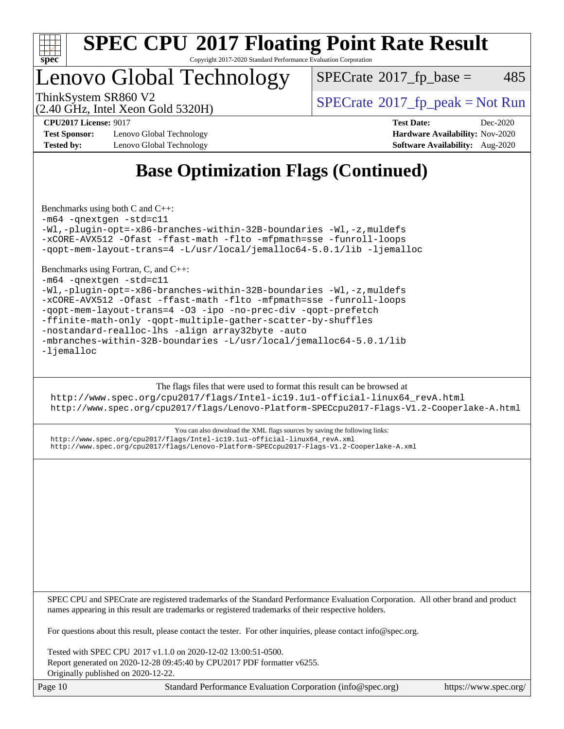# SPEC CPU 2017 Floating Point Rate Result

Copyright 2017-2020 Standard Performance Evaluation Corporation

# Lenovo Global Technology

ThinkSystem SR860 V2
(2.40 GHz, Intel Xeon Gold 5320H)

SPECrate 2017_fp_base = 485

SPECrate 2017_fp_peak = Not Run

**CPU2017 License:** 9017
**Test Sponsor:** Lenovo Global Technology
**Tested by:** Lenovo Global Technology

**Test Date:** Dec-2020
**Hardware Availability:** Nov-2020
**Software Availability:** Aug-2020

## Base Optimization Flags (Continued)

Benchmarks using both C and C++:

```
-m64 -qnextgen -std=c11
-Wl,-plugin-opt=-x86-branches-within-32B-boundaries -Wl,-z,muldefs
-xCORE-AVX512 -Ofast -ffast-math -flto -mfpmath=sse -funroll-loops
-qopt-mem-layout-trans=4 -L/usr/local/jemalloc64-5.0.1/lib -ljemalloc
```

Benchmarks using Fortran, C, and C++:

```
-m64 -qnextgen -std=c11
-Wl,-plugin-opt=-x86-branches-within-32B-boundaries -Wl,-z,muldefs
-xCORE-AVX512 -Ofast -ffast-math -flto -mfpmath=sse -funroll-loops
-qopt-mem-layout-trans=4 -O3 -ipo -no-prec-div -qopt-prefetch
-ffinite-math-only -qopt-multiple-gather-scatter-by-shuffles
-nostandard-realloc-lhs -align array32byte -auto
-mbranches-within-32B-boundaries -L/usr/local/jemalloc64-5.0.1/lib
-ljemalloc
```

The flags files that were used to format this result can be browsed at
http://www.spec.org/cpu2017/flags/Intel-ic19.1u1-official-linux64_revA.html
http://www.spec.org/cpu2017/flags/Lenovo-Platform-SPECcpu2017-Flags-V1.2-Cooperlake-A.html

You can also download the XML flags sources by saving the following links:
http://www.spec.org/cpu2017/flags/Intel-ic19.1u1-official-linux64_revA.xml
http://www.spec.org/cpu2017/flags/Lenovo-Platform-SPECcpu2017-Flags-V1.2-Cooperlake-A.xml

SPEC CPU and SPECrate are registered trademarks of the Standard Performance Evaluation Corporation. All other brand and product names appearing in this result are trademarks or registered trademarks of their respective holders.

For questions about this result, please contact the tester. For other inquiries, please contact info@spec.org.

Tested with SPEC CPU 2017 v1.1.0 on 2020-12-02 13:00:51-0500.
Report generated on 2020-12-28 09:45:40 by CPU2017 PDF formatter v6255.
Originally published on 2020-12-22.